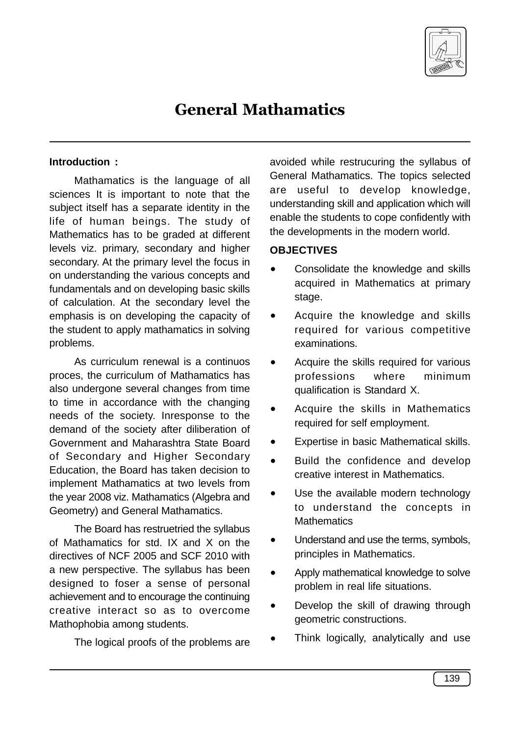# General Mathamatics

**Introduction :**

Mathamatics is the language of all sciences It is important to note that the subject itself has a separate identity in the life of human beings. The study of Mathematics has to be graded at different levels viz. primary, secondary and higher secondary. At the primary level the focus in on understanding the various concepts and fundamentals and on developing basic skills of calculation. At the secondary level the emphasis is on developing the capacity of the student to apply mathamatics in solving problems.

As curriculum renewal is a continuos proces, the curriculum of Mathamatics has also undergone several changes from time to time in accordance with the changing needs of the society. Inresponse to the demand of the society after diliberation of Government and Maharashtra State Board of Secondary and Higher Secondary Education, the Board has taken decision to implement Mathamatics at two levels from the year 2008 viz. Mathamatics (Algebra and Geometry) and General Mathamatics.

The Board has restruetried the syllabus of Mathamatics for std. IX and X on the directives of NCF 2005 and SCF 2010 with a new perspective. The syllabus has been designed to foser a sense of personal achievement and to encourage the continuing creative interact so as to overcome Mathophobia among students.

The logical proofs of the problems are avoided while restrucuring the syllabus of General Mathamatics. The topics selected are useful to develop knowledge, understanding skill and application which will enable the students to cope confidently with the developments in the modern world.

**OBJECTIVES**

- Consolidate the knowledge and skills acquired in Mathematics at primary stage.
- Acquire the knowledge and skills required for various competitive examinations.
- Acquire the skills required for various professions where minimum qualification is Standard X.
- Acquire the skills in Mathematics required for self employment.
- Expertise in basic Mathematical skills.
- Build the confidence and develop creative interest in Mathematics.
- Use the available modern technology to understand the concepts in Mathematics
- Understand and use the terms, symbols, principles in Mathematics.
- Apply mathematical knowledge to solve problem in real life situations.
- Develop the skill of drawing through geometric constructions.
- Think logically, analytically and use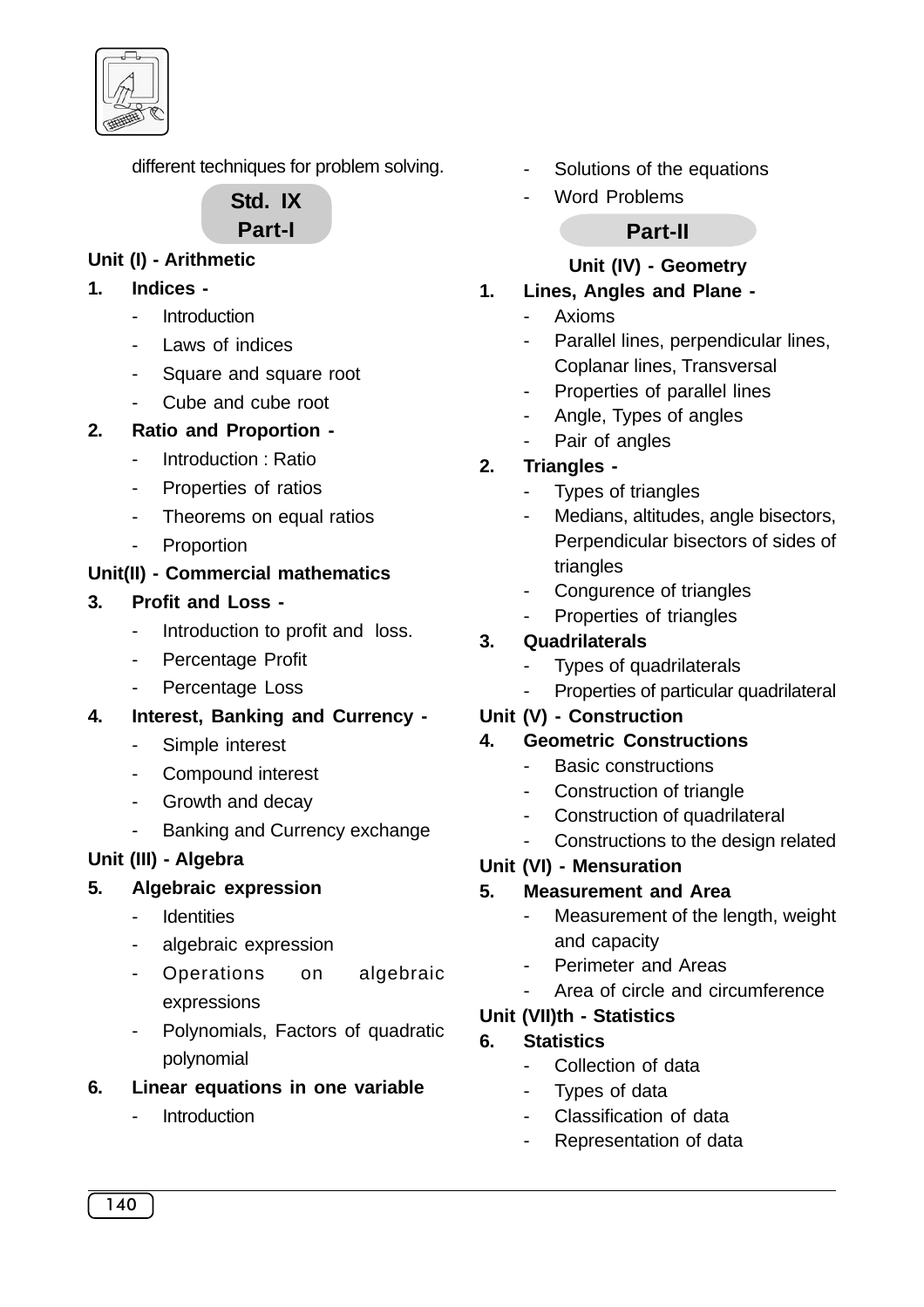different techniques for problem solving.

## Std. IX Part-I

### Unit (I) - Arithmetic

**1. Indices -**

- Introduction
- Laws of indices
- Square and square root
- Cube and cube root

**2. Ratio and Proportion -**

- Introduction : Ratio
- Properties of ratios
- Theorems on equal ratios
- Proportion

### Unit(II) - Commercial mathematics

**3. Profit and Loss -**

- Introduction to profit and loss.
- Percentage Profit
- Percentage Loss

**4. Interest, Banking and Currency -**

- Simple interest
- Compound interest
- Growth and decay
- Banking and Currency exchange

### Unit (III) - Algebra

**5. Algebraic expression**

- Identities
- algebraic expression
- Operations on algebraic expressions
- Polynomials, Factors of quadratic polynomial

**6. Linear equations in one variable**

- Introduction
- Solutions of the equations
- Word Problems

## Part-II

### Unit (IV) - Geometry

**1. Lines, Angles and Plane -**

- Axioms
- Parallel lines, perpendicular lines, Coplanar lines, Transversal
- Properties of parallel lines
- Angle, Types of angles
- Pair of angles

**2. Triangles -**

- Types of triangles
- Medians, altitudes, angle bisectors, Perpendicular bisectors of sides of triangles
- Congurence of triangles
- Properties of triangles

**3. Quadrilaterals**

- Types of quadrilaterals
- Properties of particular quadrilateral

### Unit (V) - Construction

**4. Geometric Constructions**

- Basic constructions
- Construction of triangle
- Construction of quadrilateral
- Constructions to the design related

### Unit (VI) - Mensuration

**5. Measurement and Area**

- Measurement of the length, weight and capacity
- Perimeter and Areas
- Area of circle and circumference

### Unit (VII)th - Statistics

**6. Statistics**

- Collection of data
- Types of data
- Classification of data
- Representation of data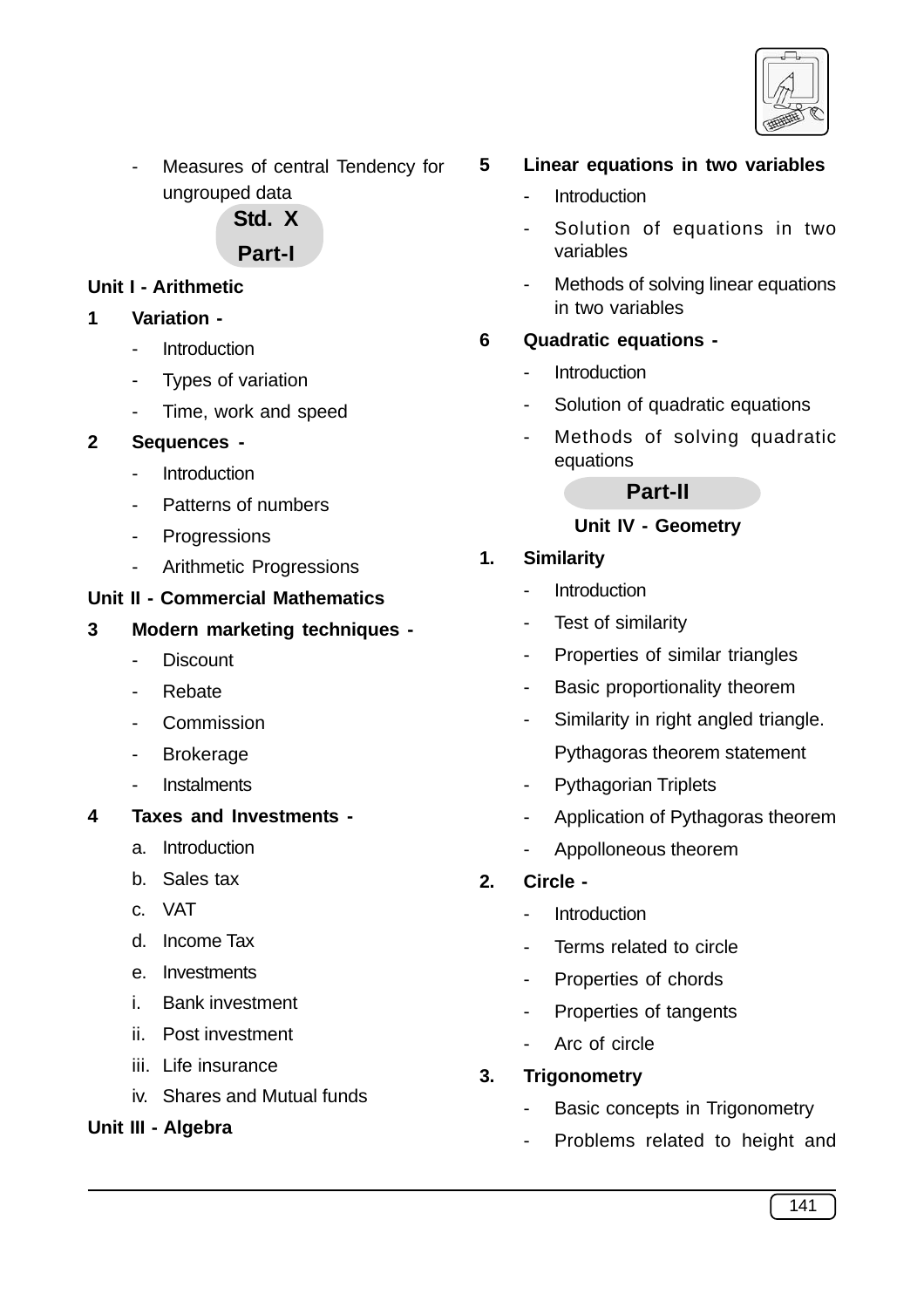- Measures of central Tendency for ungrouped data

## Std. X

## Part-I

### Unit I - Arithmetic

**1 Variation -**

- Introduction
- Types of variation
- Time, work and speed

**2 Sequences -**

- Introduction
- Patterns of numbers
- Progressions
- Arithmetic Progressions

### Unit II - Commercial Mathematics

**3 Modern marketing techniques -**

- Discount
- Rebate
- Commission
- Brokerage
- Instalments

**4 Taxes and Investments -**

a. Introduction
b. Sales tax
c. VAT
d. Income Tax
e. Investments
i. Bank investment
ii. Post investment
iii. Life insurance
iv. Shares and Mutual funds

### Unit III - Algebra

**5 Linear equations in two variables**

- Introduction
- Solution of equations in two variables
- Methods of solving linear equations in two variables

**6 Quadratic equations -**

- Introduction
- Solution of quadratic equations
- Methods of solving quadratic equations

## Part-II

### Unit IV - Geometry

**1. Similarity**

- Introduction
- Test of similarity
- Properties of similar triangles
- Basic proportionality theorem
- Similarity in right angled triangle.
  Pythagoras theorem statement
- Pythagorian Triplets
- Application of Pythagoras theorem
- Appolloneous theorem

**2. Circle -**

- Introduction
- Terms related to circle
- Properties of chords
- Properties of tangents
- Arc of circle

**3. Trigonometry**

- Basic concepts in Trigonometry
- Problems related to height and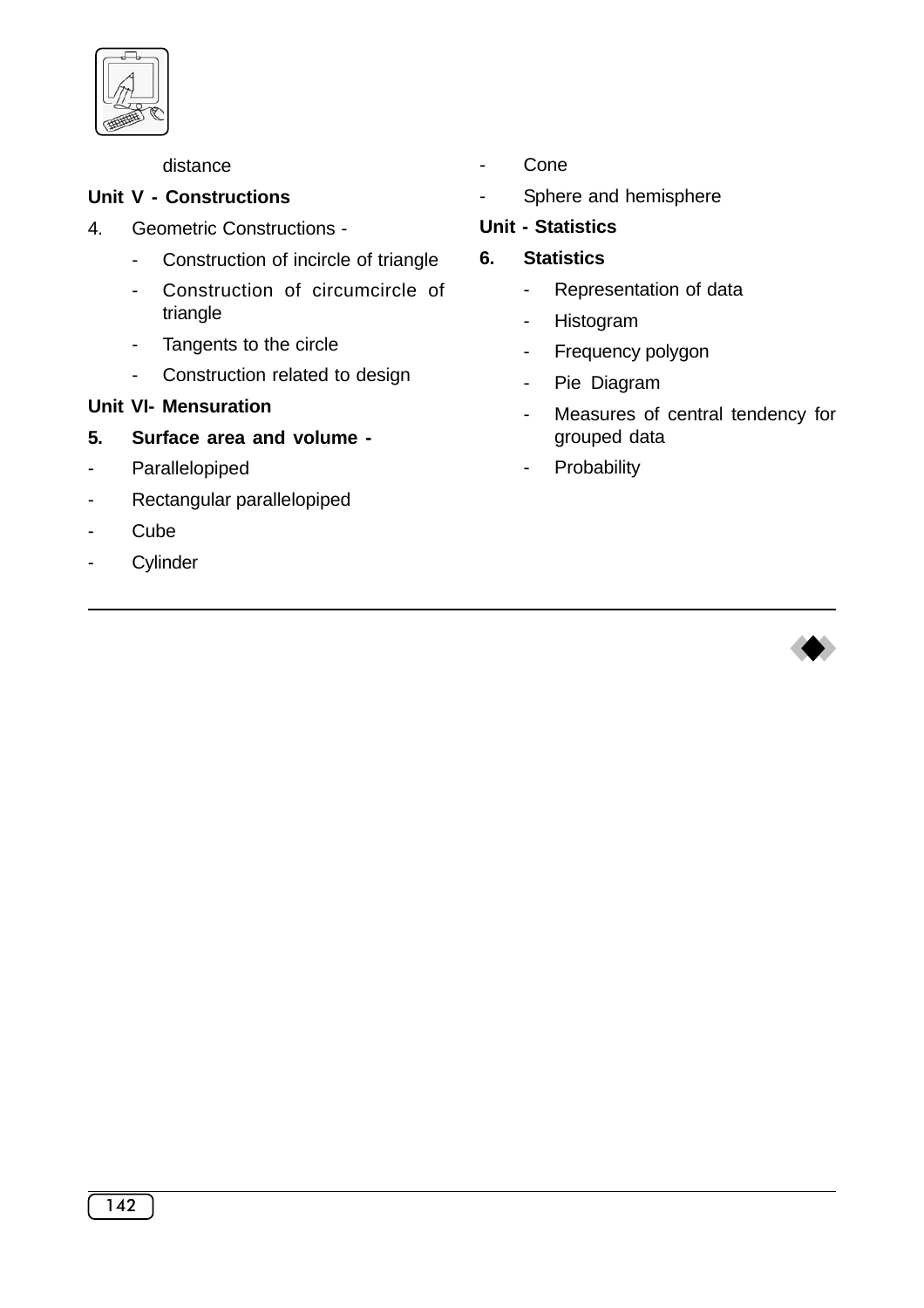distance

**Unit V - Constructions**

4. Geometric Constructions -
   - Construction of incircle of triangle
   - Construction of circumcircle of triangle
   - Tangents to the circle
   - Construction related to design

**Unit VI- Mensuration**

**5. Surface area and volume -**

- Parallelopiped
- Rectangular parallelopiped
- Cube
- Cylinder
- Cone
- Sphere and hemisphere

**Unit - Statistics**

**6. Statistics**
   - Representation of data
   - Histogram
   - Frequency polygon
   - Pie Diagram
   - Measures of central tendency for grouped data
   - Probability